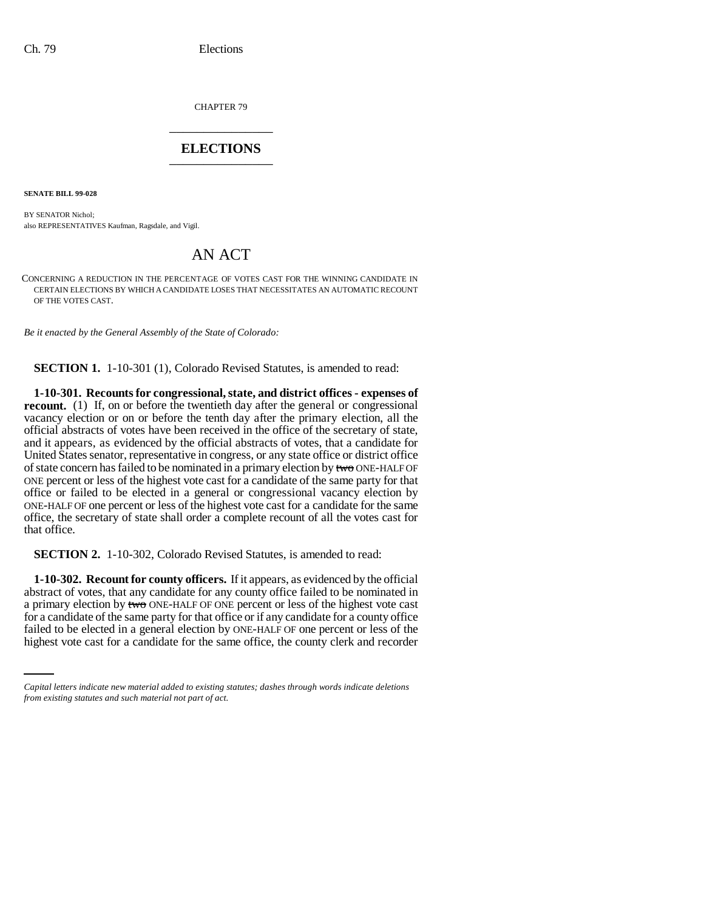CHAPTER 79

# ELECTIONS

**SENATE BILL 99-028**

BY SENATOR Nichol;
also REPRESENTATIVES Kaufman, Ragsdale, and Vigil.

# AN ACT

CONCERNING A REDUCTION IN THE PERCENTAGE OF VOTES CAST FOR THE WINNING CANDIDATE IN CERTAIN ELECTIONS BY WHICH A CANDIDATE LOSES THAT NECESSITATES AN AUTOMATIC RECOUNT OF THE VOTES CAST.

*Be it enacted by the General Assembly of the State of Colorado:*

**SECTION 1.** 1-10-301 (1), Colorado Revised Statutes, is amended to read:

**1-10-301. Recounts for congressional, state, and district offices - expenses of recount.** (1) If, on or before the twentieth day after the general or congressional vacancy election or on or before the tenth day after the primary election, all the official abstracts of votes have been received in the office of the secretary of state, and it appears, as evidenced by the official abstracts of votes, that a candidate for United States senator, representative in congress, or any state office or district office of state concern has failed to be nominated in a primary election by ~~two~~ ONE-HALF OF ONE percent or less of the highest vote cast for a candidate of the same party for that office or failed to be elected in a general or congressional vacancy election by ONE-HALF OF one percent or less of the highest vote cast for a candidate for the same office, the secretary of state shall order a complete recount of all the votes cast for that office.

**SECTION 2.** 1-10-302, Colorado Revised Statutes, is amended to read:

**1-10-302. Recount for county officers.** If it appears, as evidenced by the official abstract of votes, that any candidate for any county office failed to be nominated in a primary election by ~~two~~ ONE-HALF OF ONE percent or less of the highest vote cast for a candidate of the same party for that office or if any candidate for a county office failed to be elected in a general election by ONE-HALF OF one percent or less of the highest vote cast for a candidate for the same office, the county clerk and recorder

*Capital letters indicate new material added to existing statutes; dashes through words indicate deletions from existing statutes and such material not part of act.*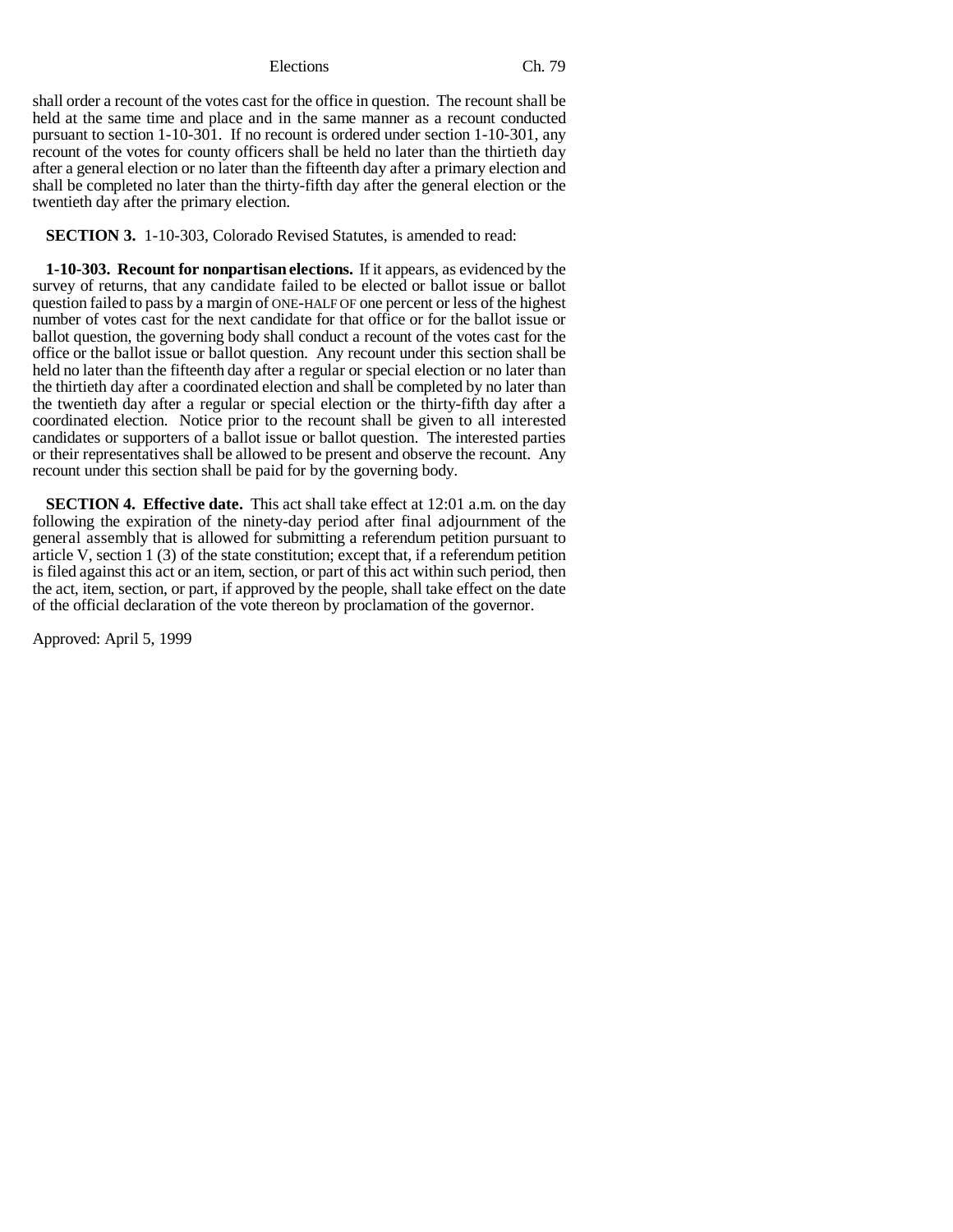shall order a recount of the votes cast for the office in question. The recount shall be held at the same time and place and in the same manner as a recount conducted pursuant to section 1-10-301. If no recount is ordered under section 1-10-301, any recount of the votes for county officers shall be held no later than the thirtieth day after a general election or no later than the fifteenth day after a primary election and shall be completed no later than the thirty-fifth day after the general election or the twentieth day after the primary election.

**SECTION 3.** 1-10-303, Colorado Revised Statutes, is amended to read:

**1-10-303. Recount for nonpartisan elections.** If it appears, as evidenced by the survey of returns, that any candidate failed to be elected or ballot issue or ballot question failed to pass by a margin of ONE-HALF OF one percent or less of the highest number of votes cast for the next candidate for that office or for the ballot issue or ballot question, the governing body shall conduct a recount of the votes cast for the office or the ballot issue or ballot question. Any recount under this section shall be held no later than the fifteenth day after a regular or special election or no later than the thirtieth day after a coordinated election and shall be completed by no later than the twentieth day after a regular or special election or the thirty-fifth day after a coordinated election. Notice prior to the recount shall be given to all interested candidates or supporters of a ballot issue or ballot question. The interested parties or their representatives shall be allowed to be present and observe the recount. Any recount under this section shall be paid for by the governing body.

**SECTION 4. Effective date.** This act shall take effect at 12:01 a.m. on the day following the expiration of the ninety-day period after final adjournment of the general assembly that is allowed for submitting a referendum petition pursuant to article V, section 1 (3) of the state constitution; except that, if a referendum petition is filed against this act or an item, section, or part of this act within such period, then the act, item, section, or part, if approved by the people, shall take effect on the date of the official declaration of the vote thereon by proclamation of the governor.

Approved: April 5, 1999